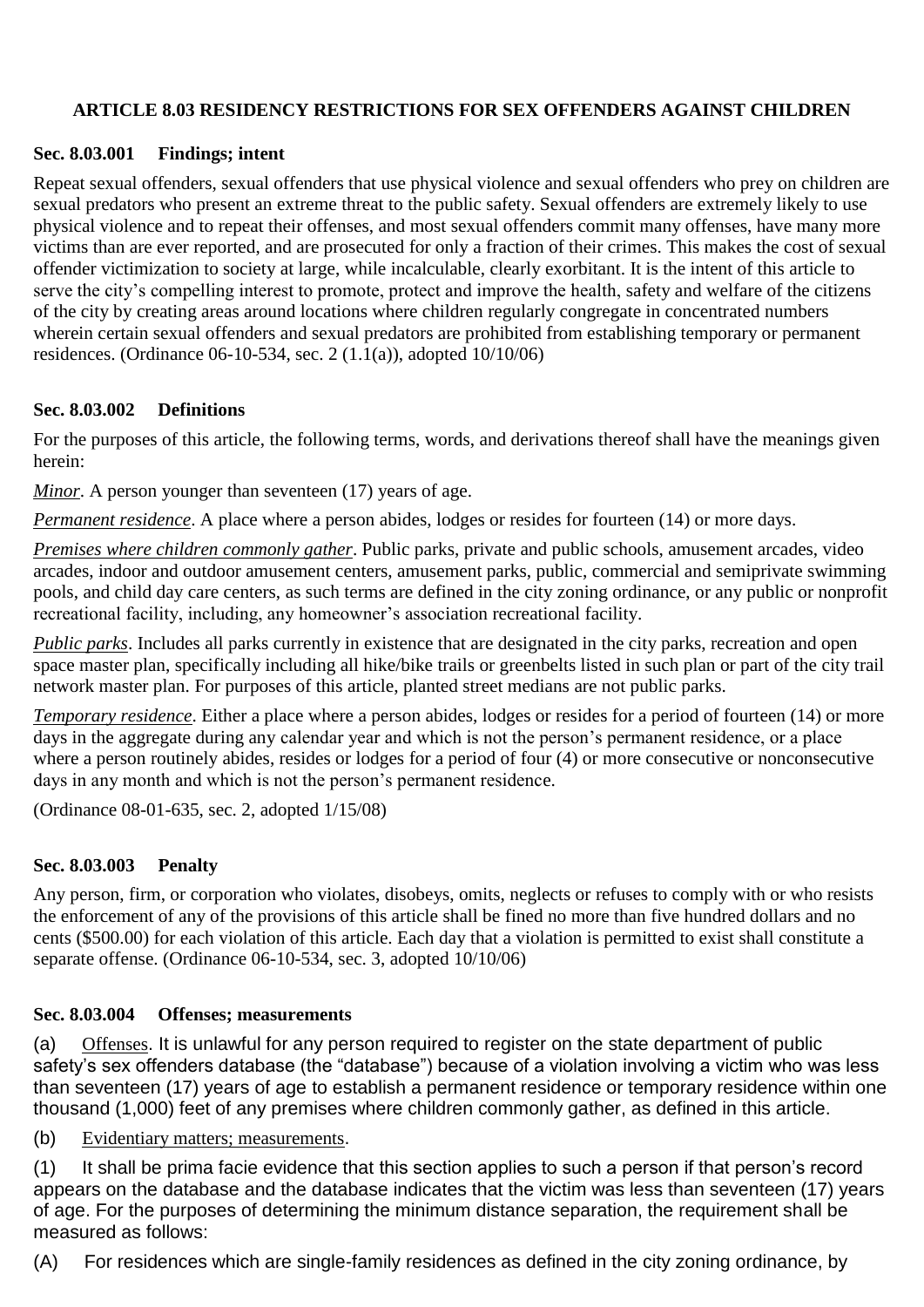## ARTICLE 8.03 RESIDENCY RESTRICTIONS FOR SEX OFFENDERS AGAINST CHILDREN

### Sec. 8.03.001 Findings; intent

Repeat sexual offenders, sexual offenders that use physical violence and sexual offenders who prey on children are sexual predators who present an extreme threat to the public safety. Sexual offenders are extremely likely to use physical violence and to repeat their offenses, and most sexual offenders commit many offenses, have many more victims than are ever reported, and are prosecuted for only a fraction of their crimes. This makes the cost of sexual offender victimization to society at large, while incalculable, clearly exorbitant. It is the intent of this article to serve the city's compelling interest to promote, protect and improve the health, safety and welfare of the citizens of the city by creating areas around locations where children regularly congregate in concentrated numbers wherein certain sexual offenders and sexual predators are prohibited from establishing temporary or permanent residences. (Ordinance 06-10-534, sec. 2 (1.1(a)), adopted 10/10/06)

### Sec. 8.03.002 Definitions

For the purposes of this article, the following terms, words, and derivations thereof shall have the meanings given herein:

*Minor*. A person younger than seventeen (17) years of age.

*Permanent residence*. A place where a person abides, lodges or resides for fourteen (14) or more days.

*Premises where children commonly gather*. Public parks, private and public schools, amusement arcades, video arcades, indoor and outdoor amusement centers, amusement parks, public, commercial and semiprivate swimming pools, and child day care centers, as such terms are defined in the city zoning ordinance, or any public or nonprofit recreational facility, including, any homeowner's association recreational facility.

*Public parks*. Includes all parks currently in existence that are designated in the city parks, recreation and open space master plan, specifically including all hike/bike trails or greenbelts listed in such plan or part of the city trail network master plan. For purposes of this article, planted street medians are not public parks.

*Temporary residence*. Either a place where a person abides, lodges or resides for a period of fourteen (14) or more days in the aggregate during any calendar year and which is not the person's permanent residence, or a place where a person routinely abides, resides or lodges for a period of four (4) or more consecutive or nonconsecutive days in any month and which is not the person's permanent residence.

(Ordinance 08-01-635, sec. 2, adopted 1/15/08)

### Sec. 8.03.003 Penalty

Any person, firm, or corporation who violates, disobeys, omits, neglects or refuses to comply with or who resists the enforcement of any of the provisions of this article shall be fined no more than five hundred dollars and no cents ($500.00) for each violation of this article. Each day that a violation is permitted to exist shall constitute a separate offense. (Ordinance 06-10-534, sec. 3, adopted 10/10/06)

### Sec. 8.03.004 Offenses; measurements

(a) Offenses. It is unlawful for any person required to register on the state department of public safety's sex offenders database (the "database") because of a violation involving a victim who was less than seventeen (17) years of age to establish a permanent residence or temporary residence within one thousand (1,000) feet of any premises where children commonly gather, as defined in this article.

(b) Evidentiary matters; measurements.

(1) It shall be prima facie evidence that this section applies to such a person if that person's record appears on the database and the database indicates that the victim was less than seventeen (17) years of age. For the purposes of determining the minimum distance separation, the requirement shall be measured as follows:

(A) For residences which are single-family residences as defined in the city zoning ordinance, by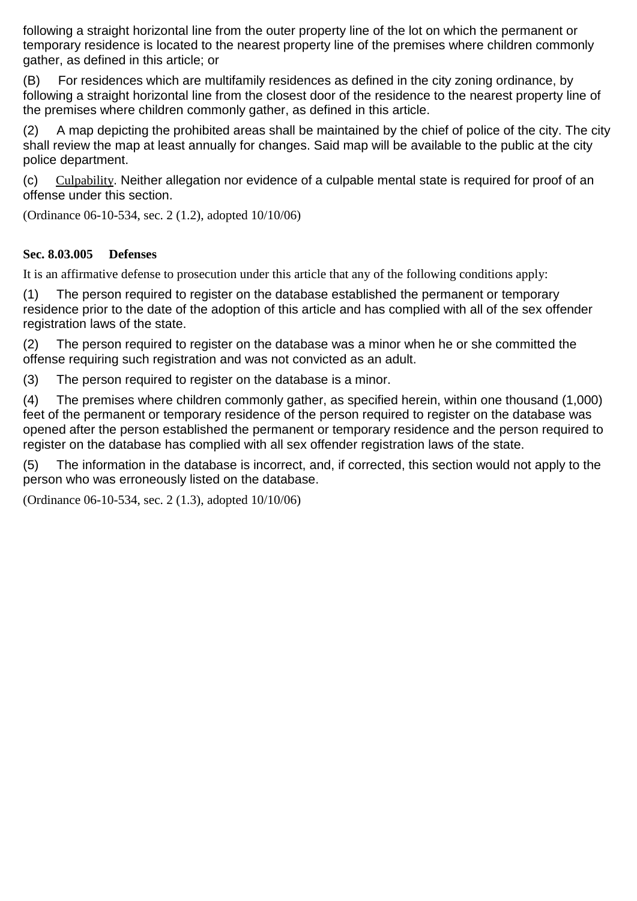following a straight horizontal line from the outer property line of the lot on which the permanent or temporary residence is located to the nearest property line of the premises where children commonly gather, as defined in this article; or

(B) For residences which are multifamily residences as defined in the city zoning ordinance, by following a straight horizontal line from the closest door of the residence to the nearest property line of the premises where children commonly gather, as defined in this article.

(2) A map depicting the prohibited areas shall be maintained by the chief of police of the city. The city shall review the map at least annually for changes. Said map will be available to the public at the city police department.

(c) Culpability. Neither allegation nor evidence of a culpable mental state is required for proof of an offense under this section.

(Ordinance 06-10-534, sec. 2 (1.2), adopted 10/10/06)

**Sec. 8.03.005 Defenses**

It is an affirmative defense to prosecution under this article that any of the following conditions apply:

(1) The person required to register on the database established the permanent or temporary residence prior to the date of the adoption of this article and has complied with all of the sex offender registration laws of the state.

(2) The person required to register on the database was a minor when he or she committed the offense requiring such registration and was not convicted as an adult.

(3) The person required to register on the database is a minor.

(4) The premises where children commonly gather, as specified herein, within one thousand (1,000) feet of the permanent or temporary residence of the person required to register on the database was opened after the person established the permanent or temporary residence and the person required to register on the database has complied with all sex offender registration laws of the state.

(5) The information in the database is incorrect, and, if corrected, this section would not apply to the person who was erroneously listed on the database.

(Ordinance 06-10-534, sec. 2 (1.3), adopted 10/10/06)